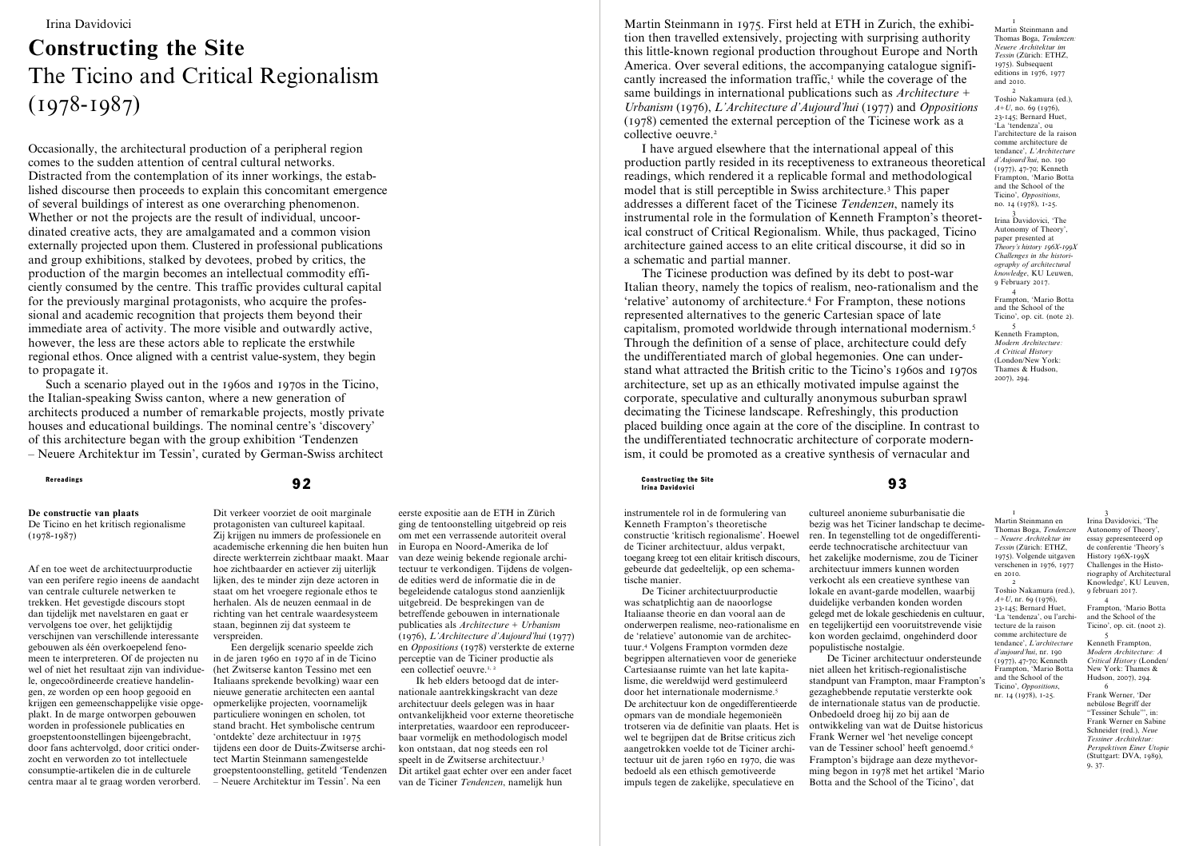Irina Davidovici

# Constructing the Site

## The Ticino and Critical Regionalism (1978-1987)

Occasionally, the architectural production of a peripheral region comes to the sudden attention of central cultural networks. Distracted from the contemplation of its inner workings, the established discourse then proceeds to explain this concomitant emergence of several buildings of interest as one overarching phenomenon. Whether or not the projects are the result of individual, uncoordinated creative acts, they are amalgamated and a common vision externally projected upon them. Clustered in professional publications and group exhibitions, stalked by devotees, probed by critics, the production of the margin becomes an intellectual commodity efficiently consumed by the centre. This traffic provides cultural capital for the previously marginal protagonists, who acquire the professional and academic recognition that projects them beyond their immediate area of activity. The more visible and outwardly active, however, the less are these actors able to replicate the erstwhile regional ethos. Once aligned with a centrist value-system, they begin to propagate it.

Such a scenario played out in the 1960s and 1970s in the Ticino, the Italian-speaking Swiss canton, where a new generation of architects produced a number of remarkable projects, mostly private houses and educational buildings. The nominal centre's 'discovery' of this architecture began with the group exhibition 'Tendenzen – Neuere Architektur im Tessin', curated by German-Swiss architect Martin Steinmann in 1975. First held at ETH in Zurich, the exhibition then travelled extensively, projecting with surprising authority this little-known regional production throughout Europe and North America. Over several editions, the accompanying catalogue significantly increased the information traffic,[1] while the coverage of the same buildings in international publications such as *Architecture + Urbanism* (1976), *L'Architecture d'Aujourd'hui* (1977) and *Oppositions* (1978) cemented the external perception of the Ticinese work as a collective oeuvre.[2]

I have argued elsewhere that the international appeal of this production partly resided in its receptiveness to extraneous theoretical readings, which rendered it a replicable formal and methodological model that is still perceptible in Swiss architecture.[3] This paper addresses a different facet of the Ticinese *Tendenzen*, namely its instrumental role in the formulation of Kenneth Frampton's theoretical construct of Critical Regionalism. While, thus packaged, Ticino architecture gained access to an elite critical discourse, it did so in a schematic and partial manner.

The Ticinese production was defined by its debt to post-war Italian theory, namely the topics of realism, neo-rationalism and the 'relative' autonomy of architecture.[4] For Frampton, these notions represented alternatives to the generic Cartesian space of late capitalism, promoted worldwide through international modernism.[5] Through the definition of a sense of place, architecture could defy the undifferentiated march of global hegemonies. One can understand what attracted the British critic to the Ticino's 1960s and 1970s architecture, set up as an ethically motivated impulse against the corporate, speculative and culturally anonymous suburban sprawl decimating the Ticinese landscape. Refreshingly, this production placed building once again at the core of the discipline. In contrast to the undifferentiated technocratic architecture of corporate modernism, it could be promoted as a creative synthesis of vernacular and

1 Martin Steinmann and Thomas Boga, *Tendenzen: Neuere Architektur im Tessin* (Zürich: ETHZ, 1975). Subsequent editions in 1976, 1977 and 2010.

2 Toshio Nakamura (ed.), *A+U*, no. 69 (1976), 23-145; Bernard Huet, 'La 'tendenza', ou l'architecture de la raison comme architecture de tendance', *L'Architecture d'Aujourd'hui*, no. 190 (1977), 47-70; Kenneth Frampton, 'Mario Botta and the School of the Ticino', *Oppositions*, no. 14 (1978), 1-25.

3 Irina Davidovici, 'The Autonomy of Theory', paper presented at *Theory's history 196X-199X Challenges in the historiography of architectural knowledge*, KU Leuven, 9 February 2017.

4 Frampton, 'Mario Botta and the School of the Ticino', op. cit. (note 2).

5 Kenneth Frampton, *Modern Architecture: A Critical History* (London/New York: Thames & Hudson, 2007), 294.

---

**De constructie van plaats**
De Ticino en het kritisch regionalisme (1978-1987)

Af en toe weet de architectuurproductie van een perifere regio ineens de aandacht van centrale culturele netwerken te trekken. Het gevestigde discours stopt dan tijdelijk met navelstaren en gaat er vervolgens toe over, het gelijktijdig verschijnen van verschillende interessante gebouwen als één overkoepelend fenomeen te interpreteren. Of de projecten nu wel of niet het resultaat zijn van individuele, ongecoördineerde creatieve handelingen, ze worden op een hoop gegooid en krijgen een gemeenschappelijke visie opgeplakt. In de marge ontworpen gebouwen worden in professionele publicaties en groepstentoonstellingen bijeengebracht, door fans achtervolgd, door critici onderzocht en verworden zo tot intellectuele consumptie-artikelen die in de culturele centra maar al te graag worden verorberd. Dit verkeer voorziet de ooit marginale protagonisten van cultureel kapitaal. Zij krijgen nu immers de professionele en academische erkenning die hen buiten hun directe werkterrein zichtbaar maakt. Maar hoe zichtbaarder en actiever zij uiterlijk lijken, des te minder zijn deze actoren in staat om het vroegere regionale ethos te herhalen. Als de neuzen eenmaal in de richting van het centrale waardesysteem staan, beginnen zij dat systeem te verspreiden.

Een dergelijk scenario speelde zich in de jaren 1960 en 1970 af in de Ticino (het Zwitserse kanton Tessino met een Italiaans sprekende bevolking) waar een nieuwe generatie architecten een aantal opmerkelijke projecten, voornamelijk particuliere woningen en scholen, tot stand bracht. Het symbolische centrum 'ontdekte' deze architectuur in 1975 tijdens een door de Duits-Zwitserse architect Martin Steinmann samengestelde groepstentoonstelling, getiteld 'Tendenzen – Neuere Architektur im Tessin'. Na een eerste expositie aan de ETH in Zürich ging de tentoonstelling uitgebreid op reis om met een verrassende autoriteit overal in Europa en Noord-Amerika de lof van deze weinig bekende regionale architectuur te verkondigen. Tijdens de volgende edities werd de informatie die in de begeleidende catalogus stond aanzienlijk uitgebreid. De besprekingen van de betreffende gebouwen in internationale publicaties als *Architecture + Urbanism* (1976), *L'Architecture d'Aujourd'hui* (1977) en *Oppositions* (1978) versterkte de externe perceptie van de Ticiner productie als een collectief oeuvre.[1, 2]

Ik heb elders betoogd dat de internationale aantrekkingskracht van deze architectuur deels gelegen was in haar ontvankelijkheid voor externe theoretische interpretaties, waardoor een reproduceerbaar vormelijk en methodologisch model kon ontstaan, dat nog steeds een rol speelt in de Zwitserse architectuur.[3] Dit artikel gaat echter over een ander facet van de Ticiner *Tendenzen*, namelijk hun instrumentele rol in de formulering van Kenneth Frampton's theoretische constructie 'kritisch regionalisme'. Hoewel de Ticiner architectuur, aldus verpakt, toegang kreeg tot een elitair kritisch discours, gebeurde dat gedeeltelijk, op een schematische manier.

De Ticiner architectuurproductie was schatplichtig aan de naoorlogse Italiaanse theorie en dan vooral aan de onderwerpen realisme, neo-rationalisme en de 'relatieve' autonomie van de architectuur.[4] Volgens Frampton vormden deze begrippen alternatieven voor de generieke Cartesiaanse ruimte van het late kapitalisme, die wereldwijd werd gestimuleerd door het internationale modernisme.[5] De architectuur kon de ongedifferentieerde opmars van de mondiale hegemonieën trotseren via de definitie van plaats. Het is wel te begrijpen dat de Britse criticus zich aangetrokken voelde tot de Ticiner architectuur uit de jaren 1960 en 1970, die was bedoeld als een ethisch gemotiveerde impuls tegen de zakelijke, speculatieve en cultureel anonieme suburbanisatie die bezig was het Ticiner landschap te decimeren. In tegenstelling tot de ongedifferentieerde technocratische architectuur van het zakelijke modernisme, zou de Ticiner architectuur immers kunnen worden verkocht als een creatieve synthese van lokale en avant-garde modellen, waarbij duidelijke verbanden konden worden gelegd met de lokale geschiedenis en cultuur, en tegelijkertijd een vooruitstrevende visie kon worden geclaimd, ongehinderd door populistische nostalgie.

De Ticiner architectuur ondersteunde niet alleen het kritisch-regionalistische standpunt van Frampton, maar Frampton's gezaghebbende reputatie versterkte ook de internationale status van de productie. Onbedoeld droeg hij zo bij aan de ontwikkeling van wat de Duitse historicus Frank Werner wel 'het nevelige concept van de Tessiner school' heeft genoemd.[6] Frampton's bijdrage aan deze mythevorming begon in 1978 met het artikel 'Mario Botta and the School of the Ticino', dat

1 Martin Steinmann en Thomas Boga, *Tendenzen – Neuere Architektur im Tessin* (Zürich: ETHZ, 1975). Volgende uitgaven verschenen in 1976, 1977 en 2010.

2 Toshio Nakamura (red.), *A+U*, nr. 69 (1976), 23-145; Bernard Huet, 'La 'tendenza', ou l'architecture de la raison comme architecture de tendance', *L'architecture d'aujourd'hui*, nr. 190 (1977), 47-70; Kenneth Frampton, 'Mario Botta and the School of the Ticino', *Oppositions*, nr. 14 (1978), 1-25.

3 Irina Davidovici, 'The Autonomy of Theory', essay gepresenteerd op de conferentie 'Theory's History 196X-199X Challenges in the Historiography of Architectural Knowledge', KU Leuven, 9 februari 2017.

4 Frampton, 'Mario Botta and the School of the Ticino', op. cit. (noot 2).

5 Kenneth Frampton, *Modern Architecture: A Critical History* (Londen/New York: Thames & Hudson, 2007), 294.

6 Frank Werner, 'Der nebülose Begriff der "Tessiner Schule"', in: Frank Werner en Sabine Schneider (red.), *Neue Tessiner Architektur: Perspektiven Einer Utopie* (Stuttgart: DVA, 1989), 9, 37.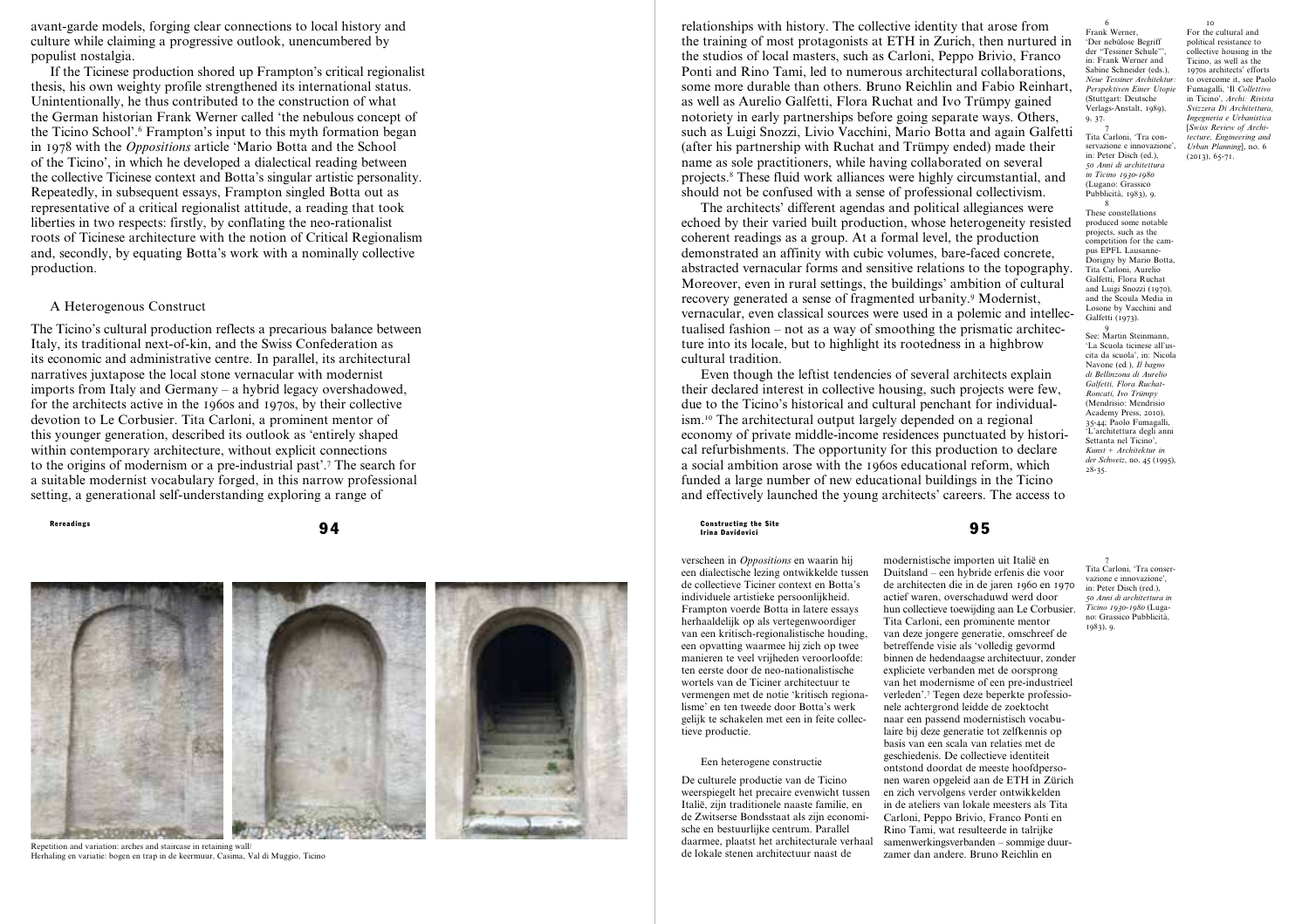avant-garde models, forging clear connections to local history and culture while claiming a progressive outlook, unencumbered by populist nostalgia.

If the Ticinese production shored up Frampton's critical regionalist thesis, his own weighty profile strengthened its international status. Unintentionally, he thus contributed to the construction of what the German historian Frank Werner called 'the nebulous concept of the Ticino School'.[6] Frampton's input to this myth formation began in 1978 with the *Oppositions* article 'Mario Botta and the School of the Ticino', in which he developed a dialectical reading between the collective Ticinese context and Botta's singular artistic personality. Repeatedly, in subsequent essays, Frampton singled Botta out as representative of a critical regionalist attitude, a reading that took liberties in two respects: firstly, by conflating the neo-rationalist roots of Ticinese architecture with the notion of Critical Regionalism and, secondly, by equating Botta's work with a nominally collective production.

## A Heterogenous Construct

The Ticino's cultural production reflects a precarious balance between Italy, its traditional next-of-kin, and the Swiss Confederation as its economic and administrative centre. In parallel, its architectural narratives juxtapose the local stone vernacular with modernist imports from Italy and Germany – a hybrid legacy overshadowed, for the architects active in the 1960s and 1970s, by their collective devotion to Le Corbusier. Tita Carloni, a prominent mentor of this younger generation, described its outlook as 'entirely shaped within contemporary architecture, without explicit connections to the origins of modernism or a pre-industrial past'.[7] The search for a suitable modernist vocabulary forged, in this narrow professional setting, a generational self-understanding exploring a range of relationships with history. The collective identity that arose from the training of most protagonists at ETH in Zurich, then nurtured in the studios of local masters, such as Carloni, Peppo Brivio, Franco Ponti and Rino Tami, led to numerous architectural collaborations, some more durable than others. Bruno Reichlin and Fabio Reinhart, as well as Aurelio Galfetti, Flora Ruchat and Ivo Trümpy gained notoriety in early partnerships before going separate ways. Others, such as Luigi Snozzi, Livio Vacchini, Mario Botta and again Galfetti (after his partnership with Ruchat and Trümpy ended) made their name as sole practitioners, while having collaborated on several projects.[8] These fluid work alliances were highly circumstantial, and should not be confused with a sense of professional collectivism.

The architects' different agendas and political allegiances were echoed by their varied built production, whose heterogeneity resisted coherent readings as a group. At a formal level, the production demonstrated an affinity with cubic volumes, bare-faced concrete, abstracted vernacular forms and sensitive relations to the topography. Moreover, even in rural settings, the buildings' ambition of cultural recovery generated a sense of fragmented urbanity.[9] Modernist, vernacular, even classical sources were used in a polemic and intellectualised fashion – not as a way of smoothing the prismatic architecture into its locale, but to highlight its rootedness in a highbrow cultural tradition.

Even though the leftist tendencies of several architects explain their declared interest in collective housing, such projects were few, due to the Ticino's historical and cultural penchant for individualism.[10] The architectural output largely depended on a regional economy of private middle-income residences punctuated by historical refurbishments. The opportunity for this production to declare a social ambition arose with the 1960s educational reform, which funded a large number of new educational buildings in the Ticino and effectively launched the young architects' careers. The access to

6 Frank Werner, 'Der nebülose Begriff der "Tessiner Schule"', in: Frank Werner and Sabine Schneider (eds.), *Neue Tessiner Architektur: Perspektiven Einer Utopie* (Stuttgart: Deutsche Verlags-Anstalt, 1989), 9, 37.

7 Tita Carloni, 'Tra conservazione e innovazione', in: Peter Disch (ed.), *50 Anni di architettura in Ticino 1930-1980* (Lugano: Grassico Pubblicità, 1983), 9.

8 These constellations produced some notable projects, such as the competition for the campus EPFL Lausanne-Dorigny by Mario Botta, Tita Carloni, Aurelio Galfetti, Flora Ruchat and Luigi Snozzi (1970), and the Scoula Media in Losone by Vacchini and Galfetti (1973).

9 See: Martin Steinmann, 'La Scuola ticinese all'uscita da scuola', in: Nicola Navone (ed.), *Il bagno di Bellinzona di Aurelio Galfetti, Flora Ruchat-Roncati, Ivo Trümpy* (Mendrisio: Mendrisio Academy Press, 2010), 35-44; Paolo Fumagalli, 'L'architettura degli anni Settanta nel Ticino', *Kunst + Architektur in der Schweiz*, no. 45 (1995), 28-35.

10 For the cultural and political resistance to collective housing in the Ticino, as well as the 1970s architects' efforts to overcome it, see Paolo Fumagalli, 'Il *Collettivo* in Ticino', *Archi: Rivista Svizzera Di Architettura, Ingegneria e Urbanistica* [*Swiss Review of Architecture, Engineering and Urban Planning*], no. 6 (2013), 65-71.

Repetition and variation: arches and staircase in retaining wall/
Herhaling en variatie: bogen en trap in de keermuur, Casima, Val di Muggio, Ticino

verscheen in *Oppositions* en waarin hij een dialectische lezing ontwikkelde tussen de collectieve Ticiner context en Botta's individuele artistieke persoonlijkheid. Frampton voerde Botta in latere essays herhaaldelijk op als vertegenwoordiger van een kritisch-regionalistische houding, een opvatting waarmee hij zich op twee manieren te veel vrijheden veroorloofde: ten eerste door de neo-nationalistische wortels van de Ticiner architectuur te vermengen met de notie 'kritisch regionalisme' en ten tweede door Botta's werk gelijk te schakelen met een in feite collectieve productie.

## Een heterogene constructie

De culturele productie van de Ticino weerspiegelt het precaire evenwicht tussen Italië, zijn traditionele naaste familie, en de Zwitserse Bondsstaat als zijn economische en bestuurlijke centrum. Parallel daarmee, plaatst het architecturale verhaal de lokale stenen architectuur naast de modernistische importen uit Italië en Duitsland – een hybride erfenis die voor de architecten die in de jaren 1960 en 1970 actief waren, overschaduwd werd door hun collectieve toewijding aan Le Corbusier. Tita Carloni, een prominente mentor van deze jongere generatie, omschreef de betreffende visie als 'volledig gevormd binnen de hedendaagse architectuur, zonder expliciete verbanden met de oorsprong van het modernisme of een pre-industrieel verleden'.[7] Tegen deze beperkte professionele achtergrond leidde de zoektocht naar een passend modernistisch vocabulaire bij deze generatie tot zelfkennis op basis van een scala van relaties met de geschiedenis. De collectieve identiteit ontstond doordat de meeste hoofdpersonen waren opgeleid aan de ETH in Zürich en zich vervolgens verder ontwikkelden in de ateliers van lokale meesters als Tita Carloni, Peppo Brivio, Franco Ponti en Rino Tami, wat resulteerde in talrijke samenwerkingsverbanden – sommige duurzamer dan andere. Bruno Reichlin en

7 Tita Carloni, 'Tra conservazione e innovazione', in: Peter Disch (red.), *50 Anni di architettura in Ticino 1930-1980* (Lugano: Grassico Pubblicità, 1983), 9.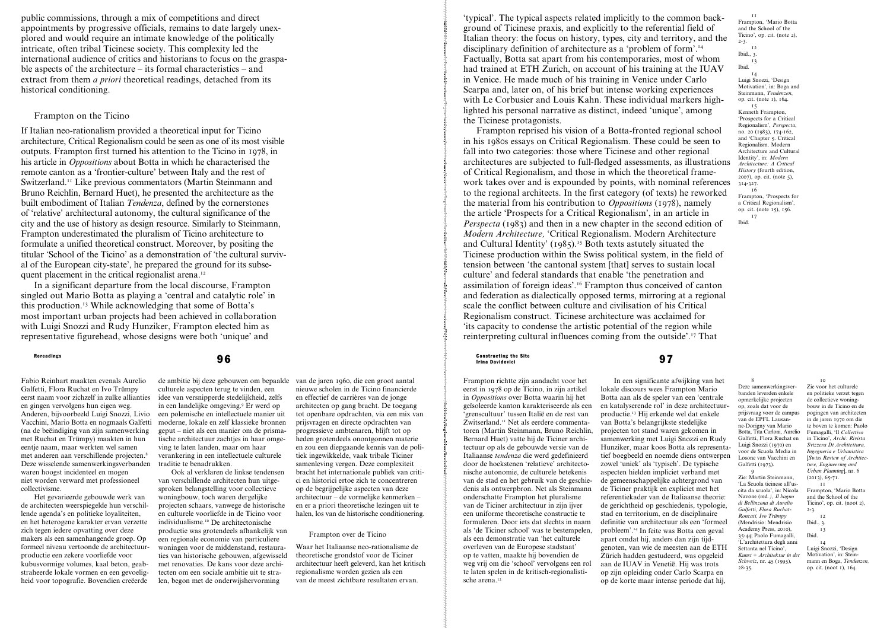public commissions, through a mix of competitions and direct appointments by progressive officials, remains to date largely unexplored and would require an intimate knowledge of the politically intricate, often tribal Ticinese society. This complexity led the international audience of critics and historians to focus on the graspable aspects of the architecture – its formal characteristics – and extract from them *a priori* theoretical readings, detached from its historical conditioning.

## Frampton on the Ticino

If Italian neo-rationalism provided a theoretical input for Ticino architecture, Critical Regionalism could be seen as one of its most visible outputs. Frampton first turned his attention to the Ticino in 1978, in his article in *Oppositions* about Botta in which he characterised the remote canton as a 'frontier-culture' between Italy and the rest of Switzerland.[11] Like previous commentators (Martin Steinmann and Bruno Reichlin, Bernard Huet), he presented the architecture as the built embodiment of Italian *Tendenza*, defined by the cornerstones of 'relative' architectural autonomy, the cultural significance of the city and the use of history as design resource. Similarly to Steinmann, Frampton underestimated the pluralism of Ticino architecture to formulate a unified theoretical construct. Moreover, by positing the titular 'School of the Ticino' as a demonstration of 'the cultural survival of the European city-state', he prepared the ground for its subsequent placement in the critical regionalist arena.[12]

In a significant departure from the local discourse, Frampton singled out Mario Botta as playing a 'central and catalytic role' in this production.[13] While acknowledging that some of Botta's most important urban projects had been achieved in collaboration with Luigi Snozzi and Rudy Hunziker, Frampton elected him as representative figurehead, whose designs were both 'unique' and 'typical'. The typical aspects related implicitly to the common background of Ticinese praxis, and explicitly to the referential field of Italian theory: the focus on history, types, city and territory, and the disciplinary definition of architecture as a 'problem of form'.[14] Factually, Botta sat apart from his contemporaries, most of whom had trained at ETH Zurich, on account of his training at the IUAV in Venice. He made much of his training in Venice under Carlo Scarpa and, later on, of his brief but intense working experiences with Le Corbusier and Louis Kahn. These individual markers highlighted his personal narrative as distinct, indeed 'unique', among the Ticinese protagonists.

Frampton reprised his vision of a Botta-fronted regional school in his 1980s essays on Critical Regionalism. These could be seen to fall into two categories: those where Ticinese and other regional architectures are subjected to full-fledged assessments, as illustrations of Critical Regionalism, and those in which the theoretical framework takes over and is expounded by points, with nominal references to the regional architects. In the first category (of texts) he reworked the material from his contribution to *Oppositions* (1978), namely the article 'Prospects for a Critical Regionalism', in an article in *Perspecta* (1983) and then in a new chapter in the second edition of *Modern Architecture,* 'Critical Regionalism. Modern Architecture and Cultural Identity' (1985).[15] Both texts astutely situated the Ticinese production within the Swiss political system, in the field of tension between 'the cantonal system [that] serves to sustain local culture' and federal standards that enable 'the penetration and assimilation of foreign ideas'.[16] Frampton thus conceived of canton and federation as dialectically opposed terms, mirroring at a regional scale the conflict between culture and civilisation of his Critical Regionalism construct. Ticinese architecture was acclaimed for 'its capacity to condense the artistic potential of the region while reinterpreting cultural influences coming from the outside'.[17] That

11 Frampton, 'Mario Botta and the School of the Ticino', op. cit. (note 2), 2-3.

12 Ibid., 3.

13 Ibid.

14 Luigi Snozzi, 'Design Motivation', in: Boga and Steinmann, *Tendenzen*, op. cit. (note 1), 164.

15 Kenneth Frampton, 'Prospects for a Critical Regionalism', *Perspecta*, no. 20 (1983), 174-162, and 'Chapter 5. Critical Regionalism. Modern Architecture and Cultural Identity', in: *Modern Architecture: A Critical History* (fourth edition, 2007), op. cit. (note 5), 314-327.

16 Frampton, 'Prospects for a Critical Regionalism', op. cit. (note 15), 156.

17 Ibid.

---

Fabio Reinhart maakten evenals Aurelio Galfetti, Flora Ruchat en Ivo Trümpy eerst naam voor zichzelf in zulke allianties en gingen vervolgens hun eigen weg. Anderen, bijvoorbeeld Luigi Snozzi, Livio Vacchini, Mario Botta en nogmaals Galfetti (na de beëindiging van zijn samenwerking met Ruchat en Trümpy) maakten in hun eentje naam, maar werkten wel samen met anderen aan verschillende projecten.[8] Deze wisselende samenwerkingsverbanden waren hoogst incidenteel en mogen niet worden verward met professioneel collectivisme.

Het gevarieerde gebouwde werk van de architecten weerspiegelde hun verschillende agenda's en politieke loyaliteiten, en het heterogene karakter ervan verzette zich tegen iedere opvatting over deze makers als een samenhangende groep. Op formeel niveau vertoonde de architectuurproductie een zekere voorliefde voor kubusvormige volumes, kaal beton, geabstraheerde lokale vormen en een gevoeligheid voor topografie. Bovendien creëerde de ambitie bij deze gebouwen om bepaalde culturele aspecten terug te vinden, een idee van versnipperde stedelijkheid, zelfs in een landelijke omgeving.[9] Er werd op een polemische en intellectuele manier uit moderne, lokale en zelf klassieke bronnen geput – niet als een manier om de prismatische architectuur zachtjes in haar omgeving te laten landen, maar om haar verankering in een intellectuele culturele traditie te benadrukken.

Ook al verklaren de linkse tendensen van verschillende architecten hun uitgesproken belangstelling voor collectieve woningbouw, toch waren dergelijke projecten schaars, vanwege de historische en culturele voorliefde in de Ticino voor individualisme.[10] De architectonische productie was grotendeels afhankelijk van een regionale economie van particuliere woningen voor de middenstand, restauraties van historische gebouwen, afgewisseld met renovaties. De kans voor deze architecten om een sociale ambitie uit te stralen, begon met de onderwijshervorming van de jaren 1960, die een groot aantal nieuwe scholen in de Ticino financierde en effectief de carrières van de jonge architecten op gang bracht. De toegang tot openbare opdrachten, via een mix van prijsvragen en directe opdrachten van progressieve ambtenaren, blijft tot op heden grotendeels onontgonnen materie en zou een diepgaande kennis van de politiek ingewikkelde, vaak tribale Ticiner samenleving vergen. Deze complexiteit bracht het internationale publiek van critici en historici ertoe zich te concentreren op de begrijpelijke aspecten van deze architectuur – de vormelijke kenmerken – en er a priori theoretische lezingen uit te halen, los van de historische conditionering.

## Frampton over de Ticino

Waar het Italiaanse neo-rationalisme de theoretische grondstof voor de Ticiner architectuur heeft geleverd, kan het kritisch regionalisme worden gezien als een van de meest zichtbare resultaten ervan. Frampton richtte zijn aandacht voor het eerst in 1978 op de Ticino, in zijn artikel in *Oppositions* over Botta waarin hij het geïsoleerde kanton karakteriseerde als een 'grenscultuur' tussen Italië en de rest van Zwitserland.[11] Net als eerdere commentatoren (Martin Steinmann, Bruno Reichlin, Bernard Huet) vatte hij de Ticiner architectuur op als de gebouwde versie van de Italiaanse *tendenza* die werd gedefinieerd door de hoekstenen 'relatieve' architectonische autonomie, de culturele betekenis van de stad en het gebruik van de geschiedenis als ontwerpbron. Net als Steinmann onderschatte Frampton het pluralisme van de Ticiner architectuur in zijn ijver een uniforme theoretische constructie te formuleren. Door iets dat slechts in naam als 'de Ticiner school' was te bestempelen, als een demonstratie van 'het culturele overleven van de Europese stadstaat' op te vatten, maakte hij bovendien de weg vrij om die 'school' vervolgens een rol te laten spelen in de kritisch-regionalistische arena.[12]

In een significante afwijking van het lokale discours wees Frampton Mario Botta aan als de speler van een 'centrale en katalyserende rol' in deze architectuurproductie.[13] Hij erkende wel dat enkele van Botta's belangrijkste stedelijke projecten tot stand waren gekomen in samenwerking met Luigi Snozzi en Rudy Hunziker, maar koos Botta als representatief boegbeeld en noemde diens ontwerpen zowel 'uniek' als 'typisch'. De typische aspecten hielden impliciet verband met de gemeenschappelijke achtergrond van de Ticiner praktijk en expliciet met het referentiekader van de Italiaanse theorie: de gerichtheid op geschiedenis, typologie, stad en territorium, en de disciplinaire definitie van architectuur als een 'formeel probleem'.[14] In feite was Botta een geval apart omdat hij, anders dan zijn tijdgenoten, van wie de meesten aan de ETH Zürich hadden gestudeerd, was opgeleid aan de IUAV in Venetië. Hij was trots op zijn opleiding onder Carlo Scarpa en op de korte maar intense periode dat hij,

8 Deze samenwerkingsverbanden leverden enkele opmerkelijke projecten op, zoals dat voor de prijsvraag voor de campus van de EPFL Lausanne-Dorigny van Mario Botta, Tita Carloni, Aurelio Galfetti, Flora Ruchat en Luigi Snozzi (1970) en voor de Scuola Media in Losone van Vacchini en Galfetti (1973).

9 Zie: Martin Steinmann, 'La Scuola ticinese all'uscita da scuola', in: Nicola Navone (red.), *Il bagno di Bellinzona di Aurelio Galfetti, Flora Ruchat-Roncati, Ivo Trümpy* (Mendrisio: Mendrisio Academy Press, 2010), 35-44; Paolo Fumagalli, 'L'architettura degli anni Settanta nel Ticino', *Kunst + Architektur in der Schweiz*, nr. 45 (1995), 28-35.

10 Zie voor het culturele en politieke verzet tegen de collectieve woningbouw in de Ticino en de pogingen van architecten in de jaren 1970 om die te boven te komen: Paolo Fumagalli, 'Il *Collettivo* in Ticino', *Archi: Rivista Svizzera Di Architettura, Ingegneria e Urbanistica* [*Swiss Review of Architecture, Engineering and Urban Planning*], nr. 6 (2013), 65-71.

11 Frampton, 'Mario Botta and the School of the Ticino', op. cit. (noot 2), 2-3.

12 Ibid., 3.

13 Ibid.

14 Luigi Snozzi, 'Design Motivation', in: Steinmann en Boga, *Tendenzen*, op. cit. (noot 1), 164.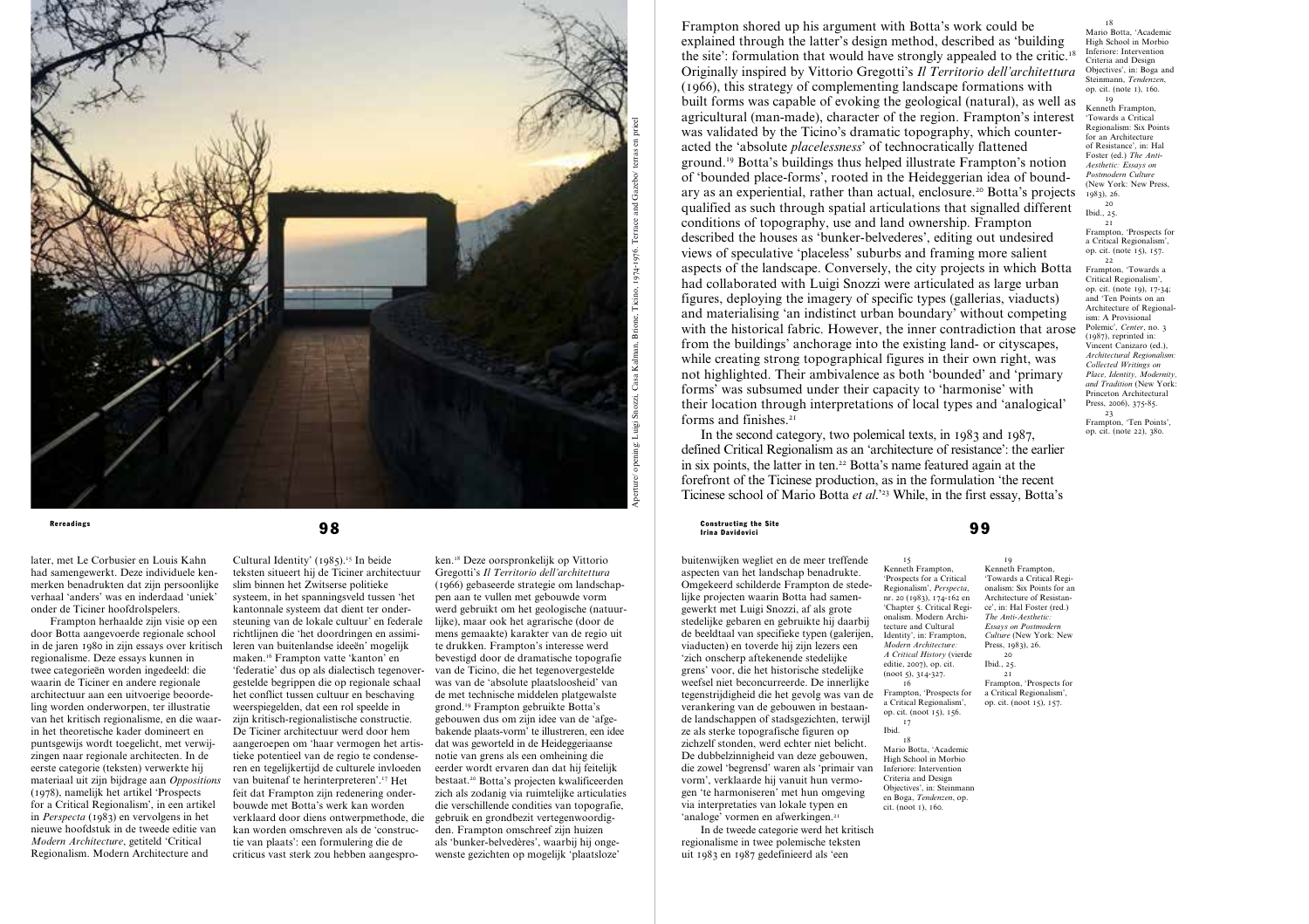Aperture/opening: Luigi Snozzi, Casa Kalman, Brione, Ticino, 1974-1976. Terrace and Gazebo/ terras en prieel

Frampton shored up his argument with Botta's work could be explained through the latter's design method, described as 'building the site': formulation that would have strongly appealed to the critic.[18] Originally inspired by Vittorio Gregotti's *Il Territorio dell'architettura* (1966), this strategy of complementing landscape formations with built forms was capable of evoking the geological (natural), as well as agricultural (man-made), character of the region. Frampton's interest was validated by the Ticino's dramatic topography, which counteracted the 'absolute *placelessness*' of technocratically flattened ground.[19] Botta's buildings thus helped illustrate Frampton's notion of 'bounded place-forms', rooted in the Heideggerian idea of boundary as an experiential, rather than actual, enclosure.[20] Botta's projects qualified as such through spatial articulations that signalled different conditions of topography, use and land ownership. Frampton described the houses as 'bunker-belvederes', editing out undesired views of speculative 'placeless' suburbs and framing more salient aspects of the landscape. Conversely, the city projects in which Botta had collaborated with Luigi Snozzi were articulated as large urban figures, deploying the imagery of specific types (gallerias, viaducts) and materialising 'an indistinct urban boundary' without competing with the historical fabric. However, the inner contradiction that arose from the buildings' anchorage into the existing land- or cityscapes, while creating strong topographical figures in their own right, was not highlighted. Their ambivalence as both 'bounded' and 'primary forms' was subsumed under their capacity to 'harmonise' with their location through interpretations of local types and 'analogical' forms and finishes.[21]

In the second category, two polemical texts, in 1983 and 1987, defined Critical Regionalism as an 'architecture of resistance': the earlier in six points, the latter in ten.[22] Botta's name featured again at the forefront of the Ticinese production, as in the formulation 'the recent Ticinese school of Mario Botta *et al.*'[23] While, in the first essay, Botta's

18 Mario Botta, 'Academic High School in Morbio Inferiore: Intervention Criteria and Design Objectives', in: Boga and Steinmann, *Tendenzen*, op. cit. (note 1), 160.

19 Kenneth Frampton, 'Towards a Critical Regionalism: Six Points for an Architecture of Resistance', in: Hal Foster (ed.) *The Anti-Aesthetic: Essays on Postmodern Culture* (New York: New Press, 1983), 26.

20 Ibid., 25.

21 Frampton, 'Prospects for a Critical Regionalism', op. cit. (note 15), 157.

22 Frampton, 'Towards a Critical Regionalism', op. cit. (note 19), 17-34; and 'Ten Points on an Architecture of Regionalism: A Provisional Polemic', *Center*, no. 3 (1987), reprinted in: Vincent Canizaro (ed.), *Architectural Regionalism: Collected Writings on Place, Identity, Modernity, and Tradition* (New York: Princeton Architectural Press, 2006), 375-85.

23 Frampton, 'Ten Points', op. cit. (note 22), 380.

later, met Le Corbusier en Louis Kahn had samengewerkt. Deze individuele kenmerken benadrukten dat zijn persoonlijke verhaal 'anders' was en inderdaad 'uniek' onder de Ticiner hoofdrolspelers.

Frampton herhaalde zijn visie op een door Botta aangevoerde regionale school in de jaren 1980 in zijn essays over kritisch regionalisme. Deze essays kunnen in twee categorieën worden ingedeeld: die waarin de Ticiner en andere regionale architectuur aan een uitvoerige beoordeling worden onderworpen, ter illustratie van het kritisch regionalisme, en die waarin het theoretische kader domineert en puntsgewijs wordt toegelicht, met verwijzingen naar regionale architecten. In de eerste categorie (teksten) verwerkte hij materiaal uit zijn bijdrage aan *Oppositions* (1978), namelijk het artikel 'Prospects for a Critical Regionalism', in een artikel in *Perspecta* (1983) en vervolgens in het nieuwe hoofdstuk in de tweede editie van *Modern Architecture*, getiteld 'Critical Regionalism. Modern Architecture and Cultural Identity' (1985).[15] In beide teksten situeert hij de Ticiner architectuur slim binnen het Zwitserse politieke systeem, in het spanningsveld tussen 'het kantonnale systeem dat dient ter ondersteuning van de lokale cultuur' en federale richtlijnen die 'het doordringen en assimileren van buitenlandse ideeën' mogelijk maken.[16] Frampton vatte 'kanton' en 'federatie' dus op als dialectisch tegenovergestelde begrippen die op regionale schaal het conflict tussen cultuur en beschaving weerspiegelden, dat een rol speelde in zijn kritisch-regionalistische constructie. De Ticiner architectuur werd door hem aangeprezen om 'haar vermogen het artistieke potentieel van de regio te condenseren en tegelijkertijd de culturele invloeden van buitenaf te herinterpreteren'.[17] Het feit dat Frampton zijn redenering onderbouwde met Botta's werk kan worden verklaard door diens ontwerpmethode, die kan worden omschreven als de 'constructie van plaats': een formulering die de criticus vast sterk zou hebben aangesproken.[18] Deze oorspronkelijk op Vittorio Gregotti's *Il Territorio dell'architettura* (1966) gebaseerde strategie om landschappen aan te vullen met gebouwde vorm werd gebruikt om het geologische (natuurlijke), maar ook het agrarische (door de mens gemaakte) karakter van de regio uit te drukken. Frampton's interesse werd bevestigd door de dramatische topografie van de Ticino, die het tegenovergestelde was van de 'absolute plaatsloosheid' van de met technische middelen platgewalste grond.[19] Frampton gebruikte Botta's gebouwen dus om zijn idee van de 'afgebakende plaats-vorm' te illustreren, een idee dat was geworteld in de Heideggeriaanse notie van grens als een omheining die eerder wordt ervaren dan dat hij feitelijk bestaat.[20] Botta's projecten kwalificeerden zich als zodanig via ruimtelijke articulaties die verschillende condities van topografie, gebruik en grondbezit vertegenwoordigden. Frampton omschreef zijn huizen als 'bunker-belvedères', waarbij hij ongewenste gezichten op mogelijk 'plaatsloze' buitenwijken wegliet en de meer treffende aspecten van het landschap benadrukte. Omgekeerd schilderde Frampton de stedelijke projecten waarin Botta had samengewerkt met Luigi Snozzi, af als grote stedelijke gebaren en gebruikte hij daarbij de beeldtaal van specifieke typen (galerijen, viaducten) en toverde hij zijn lezers een 'zich onscherp aftekenende stedelijke grens' voor, die het historische stedelijke weefsel niet beconcurreerde. De innerlijke tegenstrijdigheid die het gevolg was van de verankering van de gebouwen in bestaande landschappen of stadsgezichten, terwijl ze als sterke topografische figuren op zichzelf stonden, werd echter niet belicht. De dubbelzinnigheid van deze gebouwen, die zowel 'begrensd' waren als 'primair van vorm', verklaarde hij vanuit hun vermogen 'te harmoniseren' met hun omgeving via interpretaties van lokale typen en 'analoge' vormen en afwerkingen.[21]

In de tweede categorie werd het kritisch regionalisme in twee polemische teksten uit 1983 en 1987 gedefinieerd als 'een

15 Kenneth Frampton, 'Prospects for a Critical Regionalism', *Perspecta*, nr. 20 (1983), 174-162 en 'Chapter 5. Critical Regionalism. Modern Architecture and Cultural Identity', in: Frampton, *Modern Architecture: A Critical History* (vierde editie, 2007), op. cit. (noot 5), 314-327.

16 Frampton, 'Prospects for a Critical Regionalism', op. cit. (noot 15), 156.

17 Ibid.

18 Mario Botta, 'Academic High School in Morbio Inferiore: Intervention Criteria and Design Objectives', in: Steinmann en Boga, *Tendenzen*, op. cit. (noot 1), 160.

19 Kenneth Frampton, 'Towards a Critical Regionalism: Six Points for an Architecture of Resistance', in: Hal Foster (red.) *The Anti-Aesthetic: Essays on Postmodern Culture* (New York: New Press, 1983), 26.

20 Ibid., 25.

21 Frampton, 'Prospects for a Critical Regionalism', op. cit. (noot 15), 157.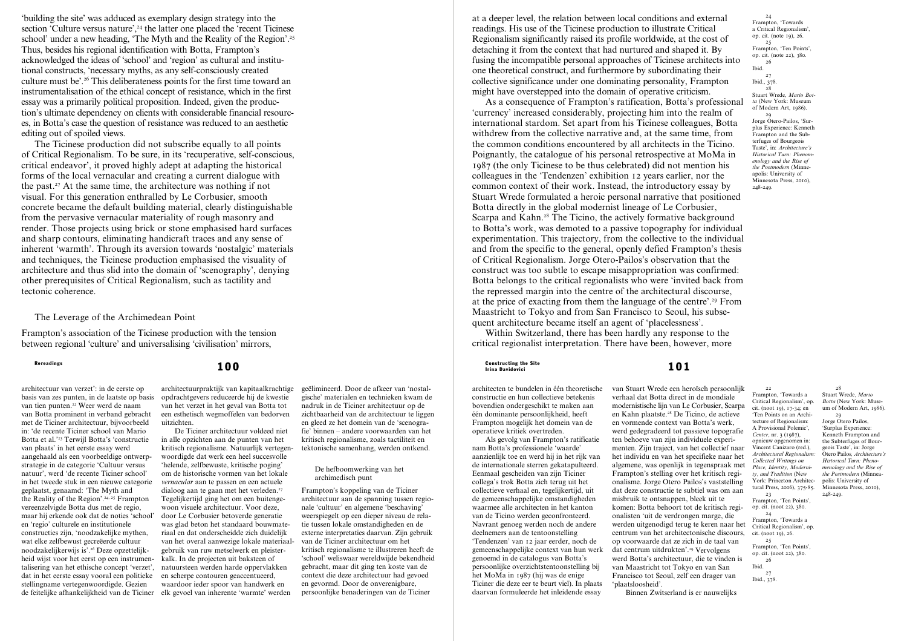'building the site' was adduced as exemplary design strategy into the section 'Culture versus nature',[24] the latter one placed the 'recent Ticinese school' under a new heading, 'The Myth and the Reality of the Region'.[25] Thus, besides his regional identification with Botta, Frampton's acknowledged the ideas of 'school' and 'region' as cultural and institutional constructs, 'necessary myths, as any self-consciously created culture must be'.[26] This deliberateness points for the first time toward an instrumentalisation of the ethical concept of resistance, which in the first essay was a primarily political proposition. Indeed, given the production's ultimate dependency on clients with considerable financial resources, in Botta's case the question of resistance was reduced to an aesthetic editing out of spoiled views.

The Ticinese production did not subscribe equally to all points of Critical Regionalism. To be sure, in its 'recuperative, self-conscious, critical endeavor', it proved highly adept at adapting the historical forms of the local vernacular and creating a current dialogue with the past.[27] At the same time, the architecture was nothing if not visual. For this generation enthralled by Le Corbusier, smooth concrete became the default building material, clearly distinguishable from the pervasive vernacular materiality of rough masonry and render. Those projects using brick or stone emphasised hard surfaces and sharp contours, eliminating handicraft traces and any sense of inherent 'warmth'. Through its aversion towards 'nostalgic' materials and techniques, the Ticinese production emphasised the visuality of architecture and thus slid into the domain of 'scenography', denying other prerequisites of Critical Regionalism, such as tactility and tectonic coherence.

## The Leverage of the Archimedean Point

Frampton's association of the Ticinese production with the tension between regional 'culture' and universalising 'civilisation' mirrors, at a deeper level, the relation between local conditions and external readings. His use of the Ticinese production to illustrate Critical Regionalism significantly raised its profile worldwide, at the cost of detaching it from the context that had nurtured and shaped it. By fusing the incompatible personal approaches of Ticinese architects into one theoretical construct, and furthermore by subordinating their collective significance under one dominating personality, Frampton might have overstepped into the domain of operative criticism.

As a consequence of Frampton's ratification, Botta's professional 'currency' increased considerably, projecting him into the realm of international stardom. Set apart from his Ticinese colleagues, Botta withdrew from the collective narrative and, at the same time, from the common conditions encountered by all architects in the Ticino. Poignantly, the catalogue of his personal retrospective at MoMa in 1987 (the only Ticinese to be thus celebrated) did not mention his colleagues in the 'Tendenzen' exhibition 12 years earlier, nor the common context of their work. Instead, the introductory essay by Stuart Wrede formulated a heroic personal narrative that positioned Botta directly in the global modernist lineage of Le Corbusier, Scarpa and Kahn.[28] The Ticino, the actively formative background to Botta's work, was demoted to a passive topography for individual experimentation. This trajectory, from the collective to the individual and from the specific to the general, openly defied Frampton's thesis of Critical Regionalism. Jorge Otero-Pailos's observation that the construct was too subtle to escape misappropriation was confirmed: Botta belongs to the critical regionalists who were 'invited back from the repressed margin into the centre of the architectural discourse, at the price of exacting from them the language of the centre'.[29] From Maastricht to Tokyo and from San Francisco to Seoul, his subsequent architecture became itself an agent of 'placelessness'.

Within Switzerland, there has been hardly any response to the critical regionalist interpretation. There have been, however, more

24 Frampton, 'Towards a Critical Regionalism', op. cit. (note 19), 26.

25 Frampton, 'Ten Points', op. cit. (note 22), 380.

26 Ibid.

27 Ibid., 378.

28 Stuart Wrede, *Mario Botta* (New York: Museum of Modern Art, 1986).

29 Jorge Otero-Pailos, 'Surplus Experience: Kenneth Frampton and the Subterfuges of Bourgeois Taste', in: *Architecture's Historical Turn: Phenomenology and the Rise of the Postmodern* (Minneapolis: University of Minnesota Press, 2010), 248-249.

---

architectuur van verzet': in de eerste op basis van zes punten, in de laatste op basis van tien punten.[22] Weer werd de naam van Botta prominent in verband gebracht met de Ticiner architectuur, bijvoorbeeld in: 'de recente Ticiner school van Mario Botta et al.'[23] Terwijl Botta's 'constructie van plaats' in het eerste essay werd aangehaald als een voorbeeldige ontwerpstrategie in de categorie 'Cultuur versus natuur', werd 'de recente Ticiner school' in het tweede stuk in een nieuwe categorie geplaatst, genaamd: 'The Myth and the Reality of the Region'.[24, 25] Frampton vereenzelvigde Botta dus met de regio, maar hij erkende ook dat de noties 'school' en 'regio' culturele en institutionele constructies zijn, 'noodzakelijke mythen, wat elke zelfbewust gecreëerde cultuur noodzakelijkerwijs is'.[26] Deze opzettelijkheid wijst voor het eerst op een instrumentalisering van het ethische concept 'verzet', dat in het eerste essay vooral een politieke stellingname vertegenwoordigde. Gezien de feitelijke afhankelijkheid van de Ticiner architectuurpraktijk van kapitaalkrachtige opdrachtgevers reduceerde hij de kwestie van het verzet in het geval van Botta tot een esthetisch wegmoffelen van bedorven uitzichten.

De Ticiner architectuur voldeed niet in alle opzichten aan de punten van het kritisch regionalisme. Natuurlijk vertegenwoordigde dat werk een heel succesvolle 'helende, zelfbewuste, kritische poging' om de historische vormen van het lokale *vernacular* aan te passen en een actuele dialoog aan te gaan met het verleden.[27] Tegelijkertijd ging het om een buitengewoon visuele architectuur. Voor deze, door Le Corbusier betoverde generatie was glad beton het standaard bouwmateriaal en dat onderscheidde zich duidelijk van het overal aanwezige lokale materiaalgebruik van ruw metselwerk en pleisterkalk. In de projecten uit baksteen of natuursteen werden harde oppervlakken en scherpe contouren geaccentueerd, waardoor ieder spoor van handwerk en elk gevoel van inherente 'warmte' werden geëlimineerd. Door de afkeer van 'nostalgische' materialen en technieken kwam de nadruk in de Ticiner architectuur op de zichtbaarheid van de architectuur te liggen en gleed ze het domein van de 'scenografie' binnen – andere voorwaarden van het kritisch regionalisme, zoals tactiliteit en tektonische samenhang, werden ontkend.

## De hefboomwerking van het archimedisch punt

Frampton's koppeling van de Ticiner architectuur aan de spanning tussen regionale 'cultuur' en algemene 'beschaving' weerspiegelt op een dieper niveau de relatie tussen lokale omstandigheden en de externe interpretaties daarvan. Zijn gebruik van de Ticiner architectuur om het kritisch regionalisme te illustreren heeft de 'school' weliswaar wereldwijde bekendheid gebracht, maar dit ging ten koste van de context die deze architectuur had gevoed en gevormd. Door de onverenigbare, persoonlijke benaderingen van de Ticiner architecten te bundelen in één theoretische constructie en hun collectieve betekenis bovendien ondergeschikt te maken aan één dominante persoonlijkheid, heeft Frampton mogelijk het domein van de operatieve kritiek overtreden.

Als gevolg van Frampton's ratificatie nam Botta's professionele 'waarde' aanzienlijk toe en werd hij in het rijk van de internationale sterren gekatapulteerd. Eenmaal gescheiden van zijn Ticiner collega's trok Botta zich terug uit het collectieve verhaal en, tegelijkertijd, uit de gemeenschappelijke omstandigheden waarmee alle architecten in het kanton van de Ticino werden geconfronteerd. Navrant genoeg werden noch de andere deelnemers aan de tentoonstelling 'Tendenzen' van 12 jaar eerder, noch de gemeenschappelijke context van hun werk genoemd in de catalogus van Botta's persoonlijke overzichtstentoonstelling bij het MoMa in 1987 (hij was de enige Ticiner die deze eer te beurt viel). In plaats daarvan formuleerde het inleidende essay van Stuart Wrede een heroïsch persoonlijk verhaal dat Botta direct in de mondiale modernistische lijn van Le Corbusier, Scarpa en Kahn plaatste.[28] De Ticino, de actieve en vormende context van Botta's werk, werd gedegradeerd tot passieve topografie ten behoeve van zijn individuele experimenten. Zijn traject, van het collectief naar het individu en van het specifieke naar het algemene, was openlijk in tegenspraak met Frampton's stelling over het kritisch regionalisme. Jorge Otero-Pailos's vaststelling dat deze constructie te subtiel was om aan misbruik te ontsnappen, bleek uit te komen: Botta behoort tot de kritisch regionalisten 'uit de verdrongen marge, die werden uitgenodigd terug te keren naar het centrum van het architectonische discours, op voorwaarde dat ze zich in de taal van dat centrum uitdrukten'.[29] Vervolgens werd Botta's architectuur, die te vinden is van Maastricht tot Tokyo en van San Francisco tot Seoul, zelf een drager van 'plaatsloosheid'.

Binnen Zwitserland is er nauwelijks

22 Frampton, 'Towards a Critical Regionalism', op. cit. (noot 19), 17-34; en 'Ten Points on an Architecture of Regionalism: A Provisional Polemic', *Center*, nr. 3 (1987), opnieuw opgenomen in: Vincent Canizaro (red.), *Architectural Regionalism: Collected Writings on Place, Identity, Modernity, and Tradition* (New York: Princeton Architectural Press, 2006), 375-85.

23 Frampton, 'Ten Points', op. cit. (noot 22), 380.

24 Frampton, 'Towards a Critical Regionalism', op. cit. (noot 19), 26.

25 Frampton, 'Ten Points', op. cit. (noot 22), 380.

26 Ibid.

27 Ibid., 378.

28 Stuart Wrede, *Mario Botta* (New York: Museum of Modern Art, 1986).

29 Jorge Otero Pailos, 'Surplus Experience: Kenneth Frampton and the Subterfuges of Bourgeois Taste', in: Jorge Otero Pailos, *Architecture's Historical Turn: Phenomenology and the Rise of the Postmodern* (Minneapolis: University of Minnesota Press, 2010), 248-249.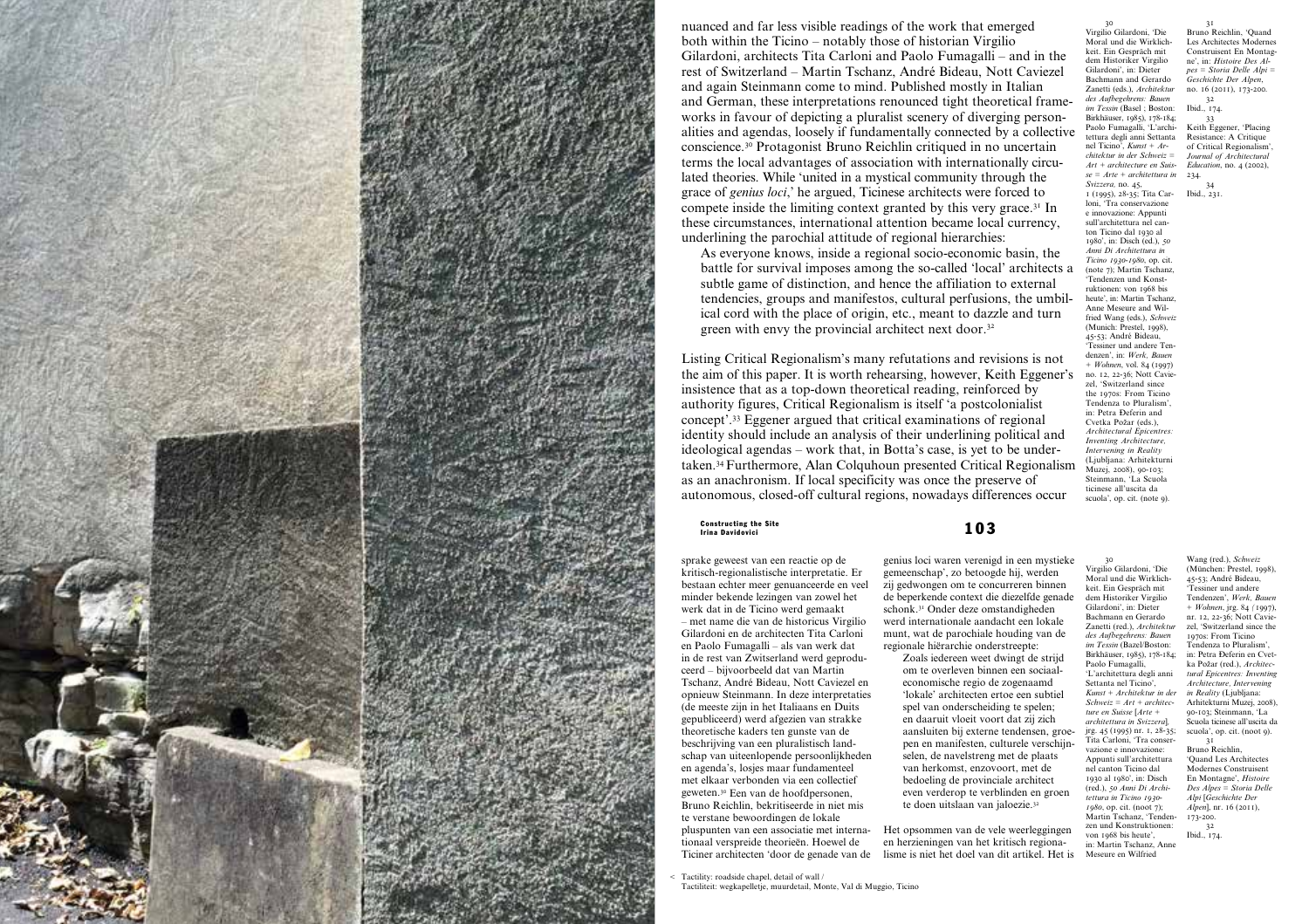nuanced and far less visible readings of the work that emerged both within the Ticino – notably those of historian Virgilio Gilardoni, architects Tita Carloni and Paolo Fumagalli – and in the rest of Switzerland – Martin Tschanz, André Bideau, Nott Caviezel and again Steinmann come to mind. Published mostly in Italian and German, these interpretations renounced tight theoretical frameworks in favour of depicting a pluralist scenery of diverging personalities and agendas, loosely if fundamentally connected by a collective conscience.[30] Protagonist Bruno Reichlin critiqued in no uncertain terms the local advantages of association with internationally circulated theories. While 'united in a mystical community through the grace of *genius loci*,' he argued, Ticinese architects were forced to compete inside the limiting context granted by this very grace.[31] In these circumstances, international attention became local currency, underlining the parochial attitude of regional hierarchies:

> As everyone knows, inside a regional socio-economic basin, the battle for survival imposes among the so-called 'local' architects a subtle game of distinction, and hence the affiliation to external tendencies, groups and manifestos, cultural perfusions, the umbilical cord with the place of origin, etc., meant to dazzle and turn green with envy the provincial architect next door.[32]

Listing Critical Regionalism's many refutations and revisions is not the aim of this paper. It is worth rehearsing, however, Keith Eggener's insistence that as a top-down theoretical reading, reinforced by authority figures, Critical Regionalism is itself 'a postcolonialist concept'.[33] Eggener argued that critical examinations of regional identity should include an analysis of their underlining political and ideological agendas – work that, in Botta's case, is yet to be undertaken.[34] Furthermore, Alan Colquhoun presented Critical Regionalism as an anachronism. If local specificity was once the preserve of autonomous, closed-off cultural regions, nowadays differences occur

30 Virgilio Gilardoni, 'Die Moral und die Wirklichkeit. Ein Gespräch mit dem Historiker Virgilio Gilardoni', in: Dieter Bachmann and Gerardo Zanetti (eds.), *Architektur des Aufbegehrens: Bauen im Tessin* (Basel ; Boston: Birkhäuser, 1985), 178-184; Paolo Fumagalli, 'L'architettura degli anni Settanta nel Ticino', *Kunst + Architektur in der Schweiz = Art + architecture en Suisse = Arte + architettura in Svizzera*, no. 45, 1 (1995), 28-35; Tita Carloni, 'Tra conservazione e innovazione: Appunti sull'architettura nel canton Ticino dal 1930 al 1980', in: Disch (ed.), *50 Anni Di Architettura in Ticino 1930-1980*, op. cit. (note 7); Martin Tschanz, 'Tendenzen und Konstruktionen: von 1968 bis heute', in: Martin Tschanz, Anne Meseure and Wilfried Wang (eds.), *Schweiz* (Munich: Prestel, 1998), 45-53; André Bideau, 'Tessiner und andere Tendenzen', in: *Werk, Bauen + Wohnen*, vol. 84 (1997) no. 12, 22-36; Nott Caviezel, 'Switzerland since the 1970s: From Ticino Tendenza to Pluralism', in: Petra Čeferin and Cvetka Požar (eds.), *Architectural Epicentres: Inventing Architecture, Intervening in Reality* (Ljubljana: Arhitekturni Muzej, 2008), 90-103; Steinmann, 'La Scuola ticinese all'uscita da scuola', op. cit. (note 9).

31 Bruno Reichlin, 'Quand Les Architectes Modernes Construisent En Montagne', in: *Histoire Des Alpes = Storia Delle Alpi = Geschichte Der Alpen*, no. 16 (2011), 173-200.

32 Ibid., 174.

33 Keith Eggener, 'Placing Resistance: A Critique of Critical Regionalism', *Journal of Architectural Education*, no. 4 (2002), 234.

34 Ibid., 231.

< Tactility: roadside chapel, detail of wall / Tactiliteit: wegkapelletje, muurdetail, Monte, Val di Muggio, Ticino

sprake geweest van een reactie op de kritisch-regionalistische interpretatie. Er bestaan echter meer genuanceerde en veel minder bekende lezingen van zowel het werk dat in de Ticino werd gemaakt – met name die van de historicus Virgilio Gilardoni en de architecten Tita Carloni en Paolo Fumagalli – als van werk dat in de rest van Zwitserland werd geproduceerd – bijvoorbeeld dat van Martin Tschanz, André Bideau, Nott Caviezel en opnieuw Steinmann. In deze interpretaties (de meeste zijn in het Italiaans en Duits gepubliceerd) werd afgezien van strakke theoretische kaders ten gunste van de beschrijving van een pluralistisch landschap van uiteenlopende persoonlijkheden en agenda's, losjes maar fundamenteel met elkaar verbonden via een collectief geweten.[30] Een van de hoofdpersonen, Bruno Reichlin, bekritiseerde in niet mis te verstane bewoordingen de lokale pluspunten van een associatie met internationaal verspreide theorieën. Hoewel de Ticiner architecten 'door de genade van de genius loci waren verenigd in een mystieke gemeenschap', zo betoogde hij, werden zij gedwongen om te concurreren binnen de beperkende context die diezelfde genade schonk.[31] Onder deze omstandigheden werd internationale aandacht een lokale munt, wat de parochiale houding van de regionale hiërarchie onderstreepte:

> Zoals iedereen weet dwingt de strijd om te overleven binnen een sociaaleconomische regio de zogenaamd 'lokale' architecten ertoe een subtiel spel van onderscheiding te spelen; en daaruit vloeit voort dat zij zich aansluiten bij externe tendensen, groepen en manifesten, culturele verschijnselen, de navelstreng met de plaats van herkomst, enzovoort, met de bedoeling de provinciale architect even verderop te verblinden en groen te doen uitslaan van jaloezie.[32]

Het opsommen van de vele weerleggingen en herzieningen van het kritisch regionalisme is niet het doel van dit artikel. Het is

30 Virgilio Gilardoni, 'Die Moral und die Wirklichkeit. Ein Gespräch mit dem Historiker Virgilio Gilardoni', in: Dieter Bachmann en Gerardo Zanetti (red.), *Architektur des Aufbegehrens: Bauen im Tessin* (Bazel/Boston: Birkhäuser, 1985), 178-184; Paolo Fumagalli, 'L'architettura degli anni Settanta nel Ticino', *Kunst + Architektur in der Schweiz = Art + architecture en Suisse [Arte + architettura in Svizzera]*, jrg. 45 (1995) nr. 1, 28-35; Tita Carloni, 'Tra conservazione e innovazione: Appunti sull'architettura nel canton Ticino dal 1930 al 1980', in: Disch (red.), *50 Anni Di Architettura in Ticino 1930-1980*, op. cit. (noot 7); Martin Tschanz, 'Tendenzen und Konstruktionen: von 1968 bis heute', in: Martin Tschanz, Anne Meseure en Wilfried Wang (red.), *Schweiz* (München: Prestel, 1998), 45-53; André Bideau, 'Tessiner und andere Tendenzen', *Werk, Bauen + Wohnen*, jrg. 84 (1997), nr. 12, 22-36; Nott Caviezel, 'Switzerland since the 1970s: From Ticino Tendenza to Pluralism', in: Petra Čeferin en Cvetka Požar (red.), *Architectural Epicentres: Inventing Architecture, Intervening in Reality* (Ljubljana: Arhitekturni Muzej, 2008), 90-103; Steinmann, 'La Scuola ticinese all'uscita da scuola', op. cit. (noot 9).

31 Bruno Reichlin, 'Quand Les Architectes Modernes Construisent En Montagne', *Histoire Des Alpes = Storia Delle Alpi [Geschichte Der Alpen]*, nr. 16 (2011), 173-200.

32 Ibid., 174.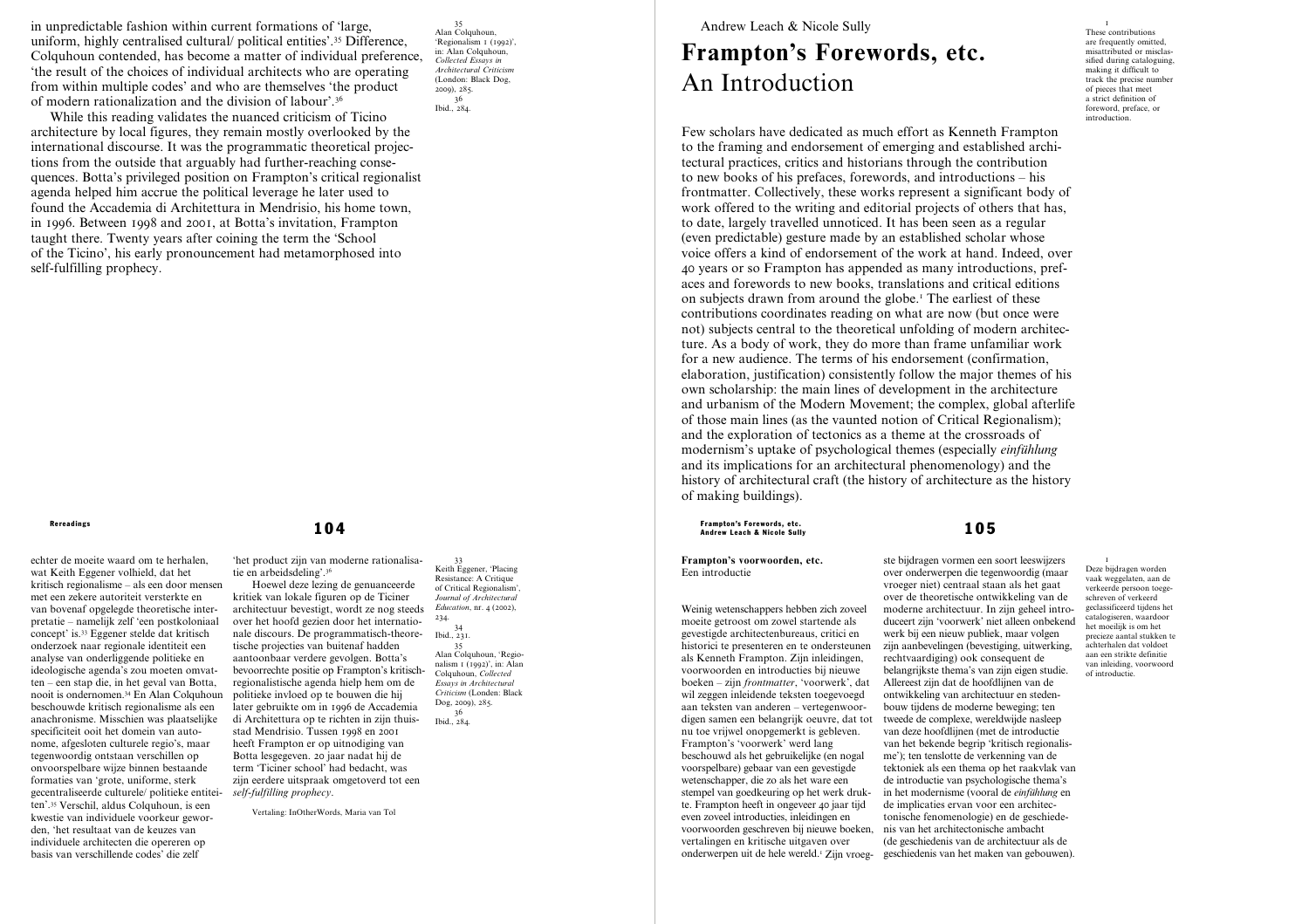in unpredictable fashion within current formations of 'large, uniform, highly centralised cultural/ political entities'.[35] Difference, Colquhoun contended, has become a matter of individual preference, 'the result of the choices of individual architects who are operating from within multiple codes' and who are themselves 'the product of modern rationalization and the division of labour'.[36]

While this reading validates the nuanced criticism of Ticino architecture by local figures, they remain mostly overlooked by the international discourse. It was the programmatic theoretical projections from the outside that arguably had further-reaching consequences. Botta's privileged position on Frampton's critical regionalist agenda helped him accrue the political leverage he later used to found the Accademia di Architettura in Mendrisio, his home town, in 1996. Between 1998 and 2001, at Botta's invitation, Frampton taught there. Twenty years after coining the term the 'School of the Ticino', his early pronouncement had metamorphosed into self-fulfilling prophecy.

35 Alan Colquhoun, 'Regionalism 1 (1992)', in: Alan Colquhoun, *Collected Essays in Architectural Criticism* (London: Black Dog, 2009), 285.
36 Ibid., 284.

echter de moeite waard om te herhalen, wat Keith Eggener volhield, dat het kritisch regionalisme – als een door mensen met een zekere autoriteit versterkte en van bovenaf opgelegde theoretische interpretatie – namelijk zelf 'een postkoloniaal concept' is.[33] Eggener stelde dat kritisch onderzoek naar regionale identiteit een analyse van onderliggende politieke en ideologische agenda's zou moeten omvatten – een stap die, in het geval van Botta, nooit is ondernomen.[34] En Alan Colquhoun beschouwde kritisch regionalisme als een anachronisme. Misschien was plaatselijke specificiteit ooit het domein van autonome, afgesloten culturele regio's, maar tegenwoordig ontstaan verschillen op onvoorspelbare wijze binnen bestaande formaties van 'grote, uniforme, sterk gecentraliseerde culturele/ politieke entiteiten'.[35] Verschil, aldus Colquhoun, is een kwestie van individuele voorkeur geworden, 'het resultaat van de keuzes van individuele architecten die opereren op basis van verschillende codes' die zelf 'het product zijn van moderne rationalisatie en arbeidsdeling'.[36]

Hoewel deze lezing de genuanceerde kritiek van lokale figuren op de Ticiner architectuur bevestigt, wordt ze nog steeds over het hoofd gezien door het internationale discours. De programmatisch-theoretische projecties van buitenaf hadden aantoonbaar verdere gevolgen. Botta's bevoorrechte positie op Frampton's kritisch-regionalistische agenda hielp hem om de politieke invloed op te bouwen die hij later gebruikte om in 1996 de Accademia di Architettura op te richten in zijn thuisstad Mendrisio. Tussen 1998 and 2001 heeft Frampton er op uitnodiging van Botta lesgegeven. 20 jaar nadat hij de term 'Ticiner school' had bedacht, was zijn eerdere uitspraak omgetoverd tot een *self-fulfilling prophecy*.

Vertaling: InOtherWords, Maria van Tol

33 Keith Eggener, 'Placing Resistance: A Critique of Critical Regionalism', *Journal of Architectural Education*, nr. 4 (2002), 234.
34 Ibid., 231.
35 Alan Colquhoun, 'Regionalism 1 (1992)', in: Alan Colquhoun, *Collected Essays in Architectural Criticism* (Londen: Black Dog, 2009), 285.
36 Ibid., 284.

Andrew Leach & Nicole Sully

# Frampton's Forewords, etc.
## An Introduction

Few scholars have dedicated as much effort as Kenneth Frampton to the framing and endorsement of emerging and established architectural practices, critics and historians through the contribution to new books of his prefaces, forewords, and introductions – his frontmatter. Collectively, these works represent a significant body of work offered to the writing and editorial projects of others that has, to date, largely travelled unnoticed. It has been seen as a regular (even predictable) gesture made by an established scholar whose voice offers a kind of endorsement of the work at hand. Indeed, over 40 years or so Frampton has appended as many introductions, prefaces and forewords to new books, translations and critical editions on subjects drawn from around the globe.[1] The earliest of these contributions coordinates reading on what are now (but once were not) subjects central to the theoretical unfolding of modern architecture. As a body of work, they do more than frame unfamiliar work for a new audience. The terms of his endorsement (confirmation, elaboration, justification) consistently follow the major themes of his own scholarship: the main lines of development in the architecture and urbanism of the Modern Movement; the complex, global afterlife of those main lines (as the vaunted notion of Critical Regionalism); and the exploration of tectonics as a theme at the crossroads of modernism's uptake of psychological themes (especially *einfühlung* and its implications for an architectural phenomenology) and the history of architectural craft (the history of architecture as the history of making buildings).

1 These contributions are frequently omitted, misattributed or misclassified during cataloguing, making it difficult to track the precise number of pieces that meet a strict definition of foreword, preface, or introduction.

**Frampton's voorwoorden, etc.**
Een introductie

Weinig wetenschappers hebben zich zoveel moeite getroost om zowel startende als gevestigde architectenbureaus, critici en historici te presenteren en te ondersteunen als Kenneth Frampton. Zijn inleidingen, voorwoorden en introducties bij nieuwe boeken – zijn *frontmatter*, 'voorwerk', dat wil zeggen inleidende teksten toegevoegd aan teksten van anderen – vertegenwoordigen samen een belangrijk oeuvre, dat tot nu toe vrijwel onopgemerkt is gebleven. Frampton's 'voorwerk' werd lang beschouwd als het gebruikelijke (en nogal voorspelbare) gebaar van een gevestigde wetenschapper, die zo als het ware een stempel van goedkeuring op het werk drukte. Frampton heeft in ongeveer 40 jaar tijd even zoveel introducties, inleidingen en voorwoorden geschreven bij nieuwe boeken, vertalingen en kritische uitgaven over onderwerpen uit de hele wereld.[1] Zijn vroegste bijdragen vormen een soort leeswijzers over onderwerpen die tegenwoordig (maar vroeger niet) centraal staan als het gaat over de theoretische ontwikkeling van de moderne architectuur. In zijn geheel introduceerden zijn 'voorwerk' niet alleen onbekend werk bij een nieuw publiek, maar volgen zijn aanbevelingen (bevestiging, uitwerking, rechtvaardiging) ook consequent de belangrijkste thema's van zijn eigen studie. Allereest zijn dat de hoofdlijnen van de ontwikkeling van architectuur en stedenbouw tijdens de moderne beweging; ten tweede de complexe, wereldwijde nasleep van deze hoofdlijnen (met de introductie van het bekende begrip 'kritisch regionalisme'); ten tenslotte de verkenning van de tektoniek als een thema op het raakvlak van de introductie van psychologische thema's in het modernisme (vooral de *einfühlung* en de implicaties ervan voor een architectonische fenomenologie) en de geschiedenis van het architectonische ambacht (de geschiedenis van de architectuur als de geschiedenis van het maken van gebouwen).

1 Deze bijdragen worden vaak weggelaten, aan de verkeerde persoon toegeschreven of verkeerd geclassificeerd tijdens het catalogiseren, waardoor het moeilijk is om het precieze aantal stukken te achterhalen dat voldoet aan een strikte definitie van inleiding, voorwoord of introductie.